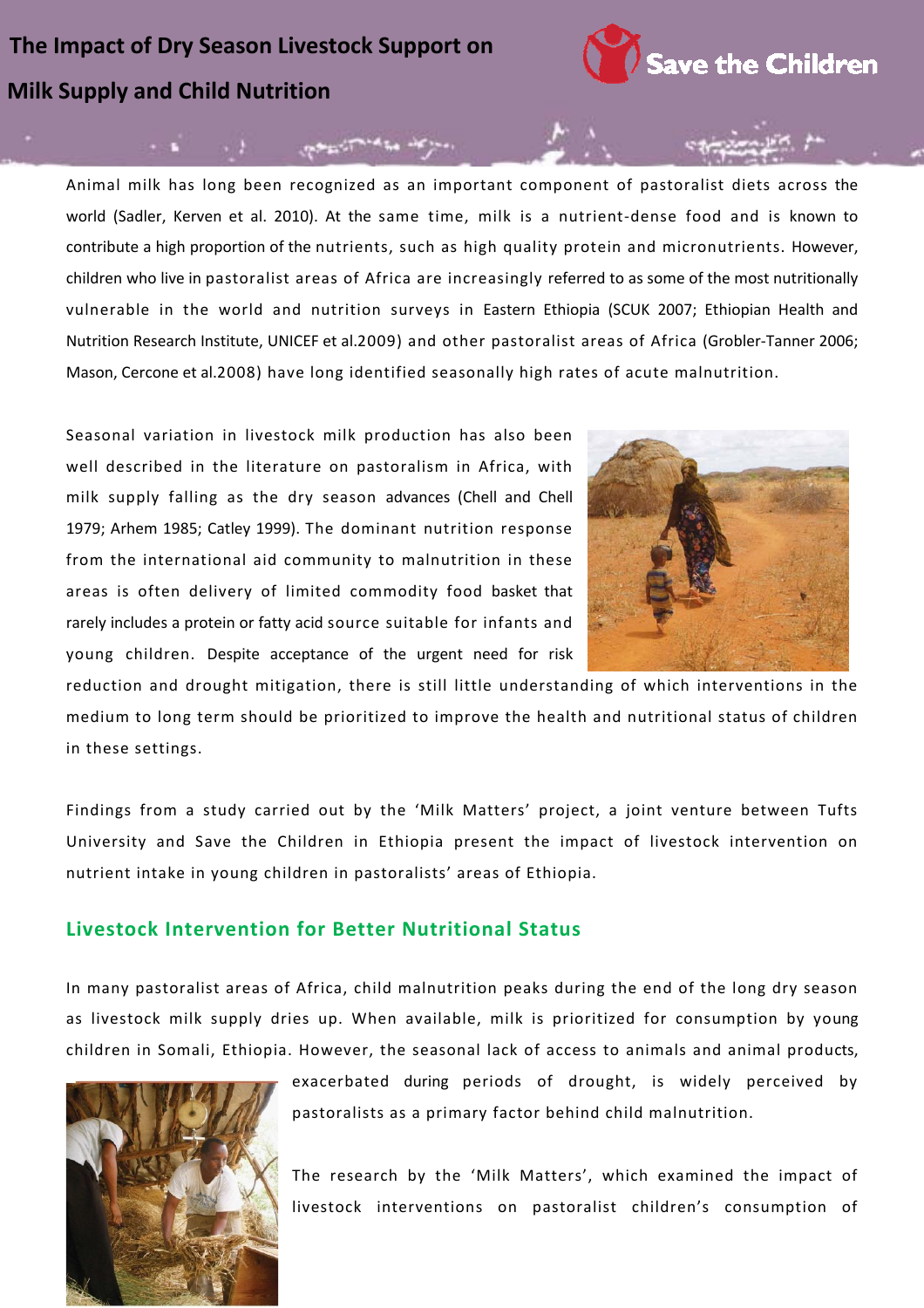# The Impact of Dry Season Livestock Support on Milk Supply and Child Nutrition

Save the Children

Animal milk has long been recognized as an important component of pastoralist diets across the world (Sadler, Kerven et al. 2010). At the same time, milk is a nutrient-dense food and is known to contribute a high proportion of the nutrients, such as high quality protein and micronutrients. However, children who live in pastoralist areas of Africa are increasingly referred to as some of the most nutritionally vulnerable in the world and nutrition surveys in Eastern Ethiopia (SCUK 2007; Ethiopian Health and Nutrition Research Institute, UNICEF et al.2009) and other pastoralist areas of Africa (Grobler-Tanner 2006; Mason, Cercone et al.2008) have long identified seasonally high rates of acute malnutrition.

Seasonal variation in livestock milk production has also been well described in the literature on pastoralism in Africa, with milk supply falling as the dry season advances (Chell and Chell 1979; Arhem 1985; Catley 1999). The dominant nutrition response from the international aid community to malnutrition in these areas is often delivery of limited commodity food basket that rarely includes a protein or fatty acid source suitable for infants and young children. Despite acceptance of the urgent need for risk reduction and drought mitigation, there is still little understanding of which interventions in the medium to long term should be prioritized to improve the health and nutritional status of children in these settings.

Findings from a study carried out by the 'Milk Matters' project, a joint venture between Tufts University and Save the Children in Ethiopia present the impact of livestock intervention on nutrient intake in young children in pastoralists' areas of Ethiopia.

## Livestock Intervention for Better Nutritional Status

In many pastoralist areas of Africa, child malnutrition peaks during the end of the long dry season as livestock milk supply dries up. When available, milk is prioritized for consumption by young children in Somali, Ethiopia. However, the seasonal lack of access to animals and animal products, exacerbated during periods of drought, is widely perceived by pastoralists as a primary factor behind child malnutrition.

The research by the 'Milk Matters', which examined the impact of livestock interventions on pastoralist children's consumption of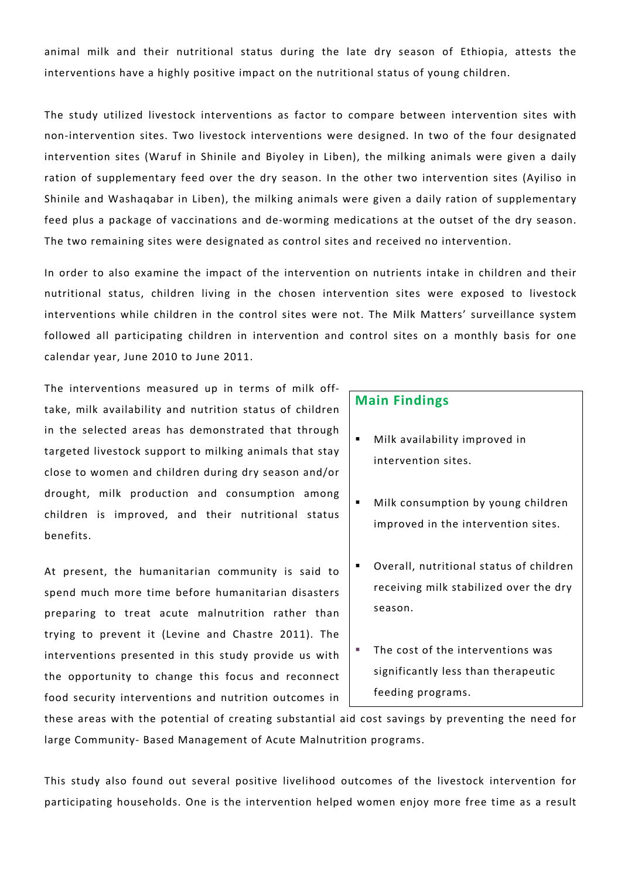animal milk and their nutritional status during the late dry season of Ethiopia, attests the interventions have a highly positive impact on the nutritional status of young children.

The study utilized livestock interventions as factor to compare between intervention sites with non-intervention sites. Two livestock interventions were designed. In two of the four designated intervention sites (Waruf in Shinile and Biyoley in Liben), the milking animals were given a daily ration of supplementary feed over the dry season. In the other two intervention sites (Ayiliso in Shinile and Washaqabar in Liben), the milking animals were given a daily ration of supplementary feed plus a package of vaccinations and de-worming medications at the outset of the dry season. The two remaining sites were designated as control sites and received no intervention.

In order to also examine the impact of the intervention on nutrients intake in children and their nutritional status, children living in the chosen intervention sites were exposed to livestock interventions while children in the control sites were not. The Milk Matters' surveillance system followed all participating children in intervention and control sites on a monthly basis for one calendar year, June 2010 to June 2011.

The interventions measured up in terms of milk off-take, milk availability and nutrition status of children in the selected areas has demonstrated that through targeted livestock support to milking animals that stay close to women and children during dry season and/or drought, milk production and consumption among children is improved, and their nutritional status benefits.

At present, the humanitarian community is said to spend much more time before humanitarian disasters preparing to treat acute malnutrition rather than trying to prevent it (Levine and Chastre 2011). The interventions presented in this study provide us with the opportunity to change this focus and reconnect food security interventions and nutrition outcomes in these areas with the potential of creating substantial aid cost savings by preventing the need for large Community- Based Management of Acute Malnutrition programs.

### Main Findings

- Milk availability improved in intervention sites.
- Milk consumption by young children improved in the intervention sites.
- Overall, nutritional status of children receiving milk stabilized over the dry season.
- The cost of the interventions was significantly less than therapeutic feeding programs.

This study also found out several positive livelihood outcomes of the livestock intervention for participating households. One is the intervention helped women enjoy more free time as a result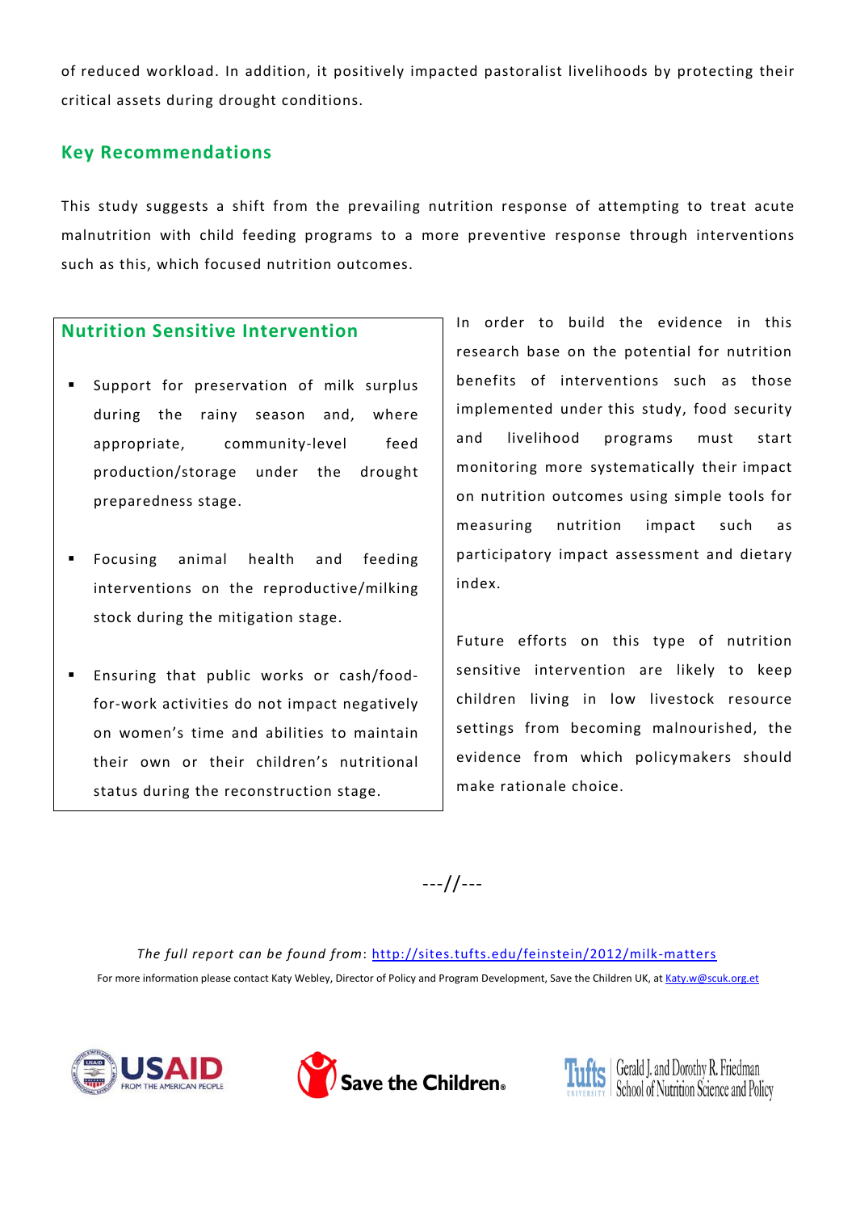of reduced workload. In addition, it positively impacted pastoralist livelihoods by protecting their critical assets during drought conditions.

## Key Recommendations

This study suggests a shift from the prevailing nutrition response of attempting to treat acute malnutrition with child feeding programs to a more preventive response through interventions such as this, which focused nutrition outcomes.

### Nutrition Sensitive Intervention

- Support for preservation of milk surplus during the rainy season and, where appropriate, community-level feed production/storage under the drought preparedness stage.
- Focusing animal health and feeding interventions on the reproductive/milking stock during the mitigation stage.
- Ensuring that public works or cash/food-for-work activities do not impact negatively on women's time and abilities to maintain their own or their children's nutritional status during the reconstruction stage.

In order to build the evidence in this research base on the potential for nutrition benefits of interventions such as those implemented under this study, food security and livelihood programs must start monitoring more systematically their impact on nutrition outcomes using simple tools for measuring nutrition impact such as participatory impact assessment and dietary index.

Future efforts on this type of nutrition sensitive intervention are likely to keep children living in low livestock resource settings from becoming malnourished, the evidence from which policymakers should make rationale choice.

---//---

*The full report can be found from*: http://sites.tufts.edu/feinstein/2012/milk-matters

For more information please contact Katy Webley, Director of Policy and Program Development, Save the Children UK, at Katy.w@scuk.org.et

USAID FROM THE AMERICAN PEOPLE | Save the Children | Tufts University Gerald J. and Dorothy R. Friedman School of Nutrition Science and Policy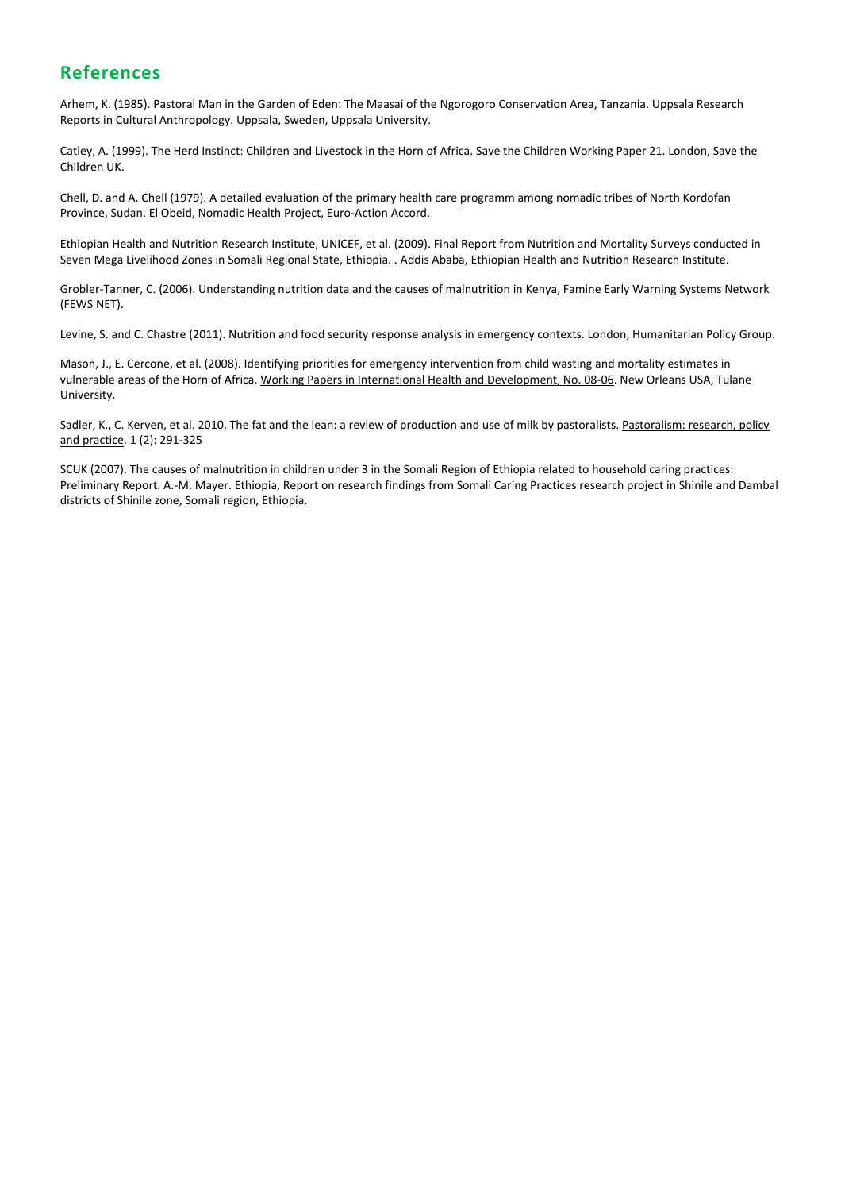## References

Arhem, K. (1985). Pastoral Man in the Garden of Eden: The Maasai of the Ngorogoro Conservation Area, Tanzania. Uppsala Research Reports in Cultural Anthropology. Uppsala, Sweden, Uppsala University.

Catley, A. (1999). The Herd Instinct: Children and Livestock in the Horn of Africa. Save the Children Working Paper 21. London, Save the Children UK.

Chell, D. and A. Chell (1979). A detailed evaluation of the primary health care programm among nomadic tribes of North Kordofan Province, Sudan. El Obeid, Nomadic Health Project, Euro-Action Accord.

Ethiopian Health and Nutrition Research Institute, UNICEF, et al. (2009). Final Report from Nutrition and Mortality Surveys conducted in Seven Mega Livelihood Zones in Somali Regional State, Ethiopia. . Addis Ababa, Ethiopian Health and Nutrition Research Institute.

Grobler-Tanner, C. (2006). Understanding nutrition data and the causes of malnutrition in Kenya, Famine Early Warning Systems Network (FEWS NET).

Levine, S. and C. Chastre (2011). Nutrition and food security response analysis in emergency contexts. London, Humanitarian Policy Group.

Mason, J., E. Cercone, et al. (2008). Identifying priorities for emergency intervention from child wasting and mortality estimates in vulnerable areas of the Horn of Africa. Working Papers in International Health and Development, No. 08-06. New Orleans USA, Tulane University.

Sadler, K., C. Kerven, et al. 2010. The fat and the lean: a review of production and use of milk by pastoralists. Pastoralism: research, policy and practice. 1 (2): 291-325

SCUK (2007). The causes of malnutrition in children under 3 in the Somali Region of Ethiopia related to household caring practices: Preliminary Report. A.-M. Mayer. Ethiopia, Report on research findings from Somali Caring Practices research project in Shinile and Dambal districts of Shinile zone, Somali region, Ethiopia.